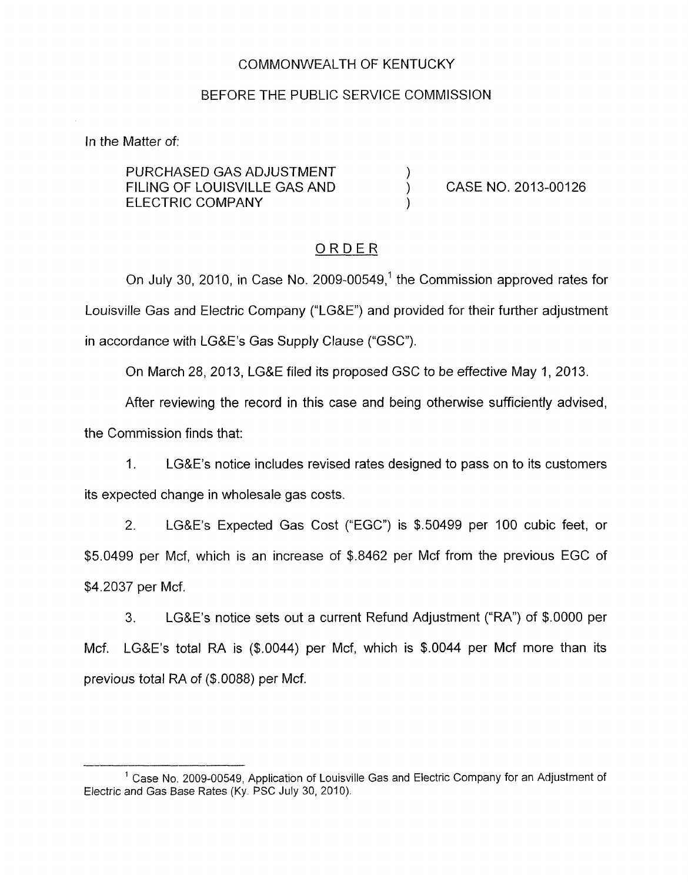COMMONWEALTH OF KENTUCKY

BEFORE THE PUBLIC SERVICE COMMISSION

In the Matter of:

| | | |
|---|---|---|
| PURCHASED GAS ADJUSTMENT FILING OF LOUISVILLE GAS AND ELECTRIC COMPANY | ) ) ) | CASE NO. 2013-00126 |

## ORDER

On July 30, 2010, in Case No. 2009-00549,[1] the Commission approved rates for Louisville Gas and Electric Company ("LG&E") and provided for their further adjustment in accordance with LG&E's Gas Supply Clause ("GSC").

On March 28, 2013, LG&E filed its proposed GSC to be effective May 1, 2013.

After reviewing the record in this case and being otherwise sufficiently advised, the Commission finds that:

1. LG&E's notice includes revised rates designed to pass on to its customers its expected change in wholesale gas costs.

2. LG&E's Expected Gas Cost ("EGC") is $.50499 per 100 cubic feet, or $5.0499 per Mcf, which is an increase of $.8462 per Mcf from the previous EGC of $4.2037 per Mcf.

3. LG&E's notice sets out a current Refund Adjustment ("RA") of $.0000 per Mcf. LG&E's total RA is ($.0044) per Mcf, which is $.0044 per Mcf more than its previous total RA of ($.0088) per Mcf.

[1] Case No. 2009-00549, Application of Louisville Gas and Electric Company for an Adjustment of Electric and Gas Base Rates (Ky. PSC July 30, 2010).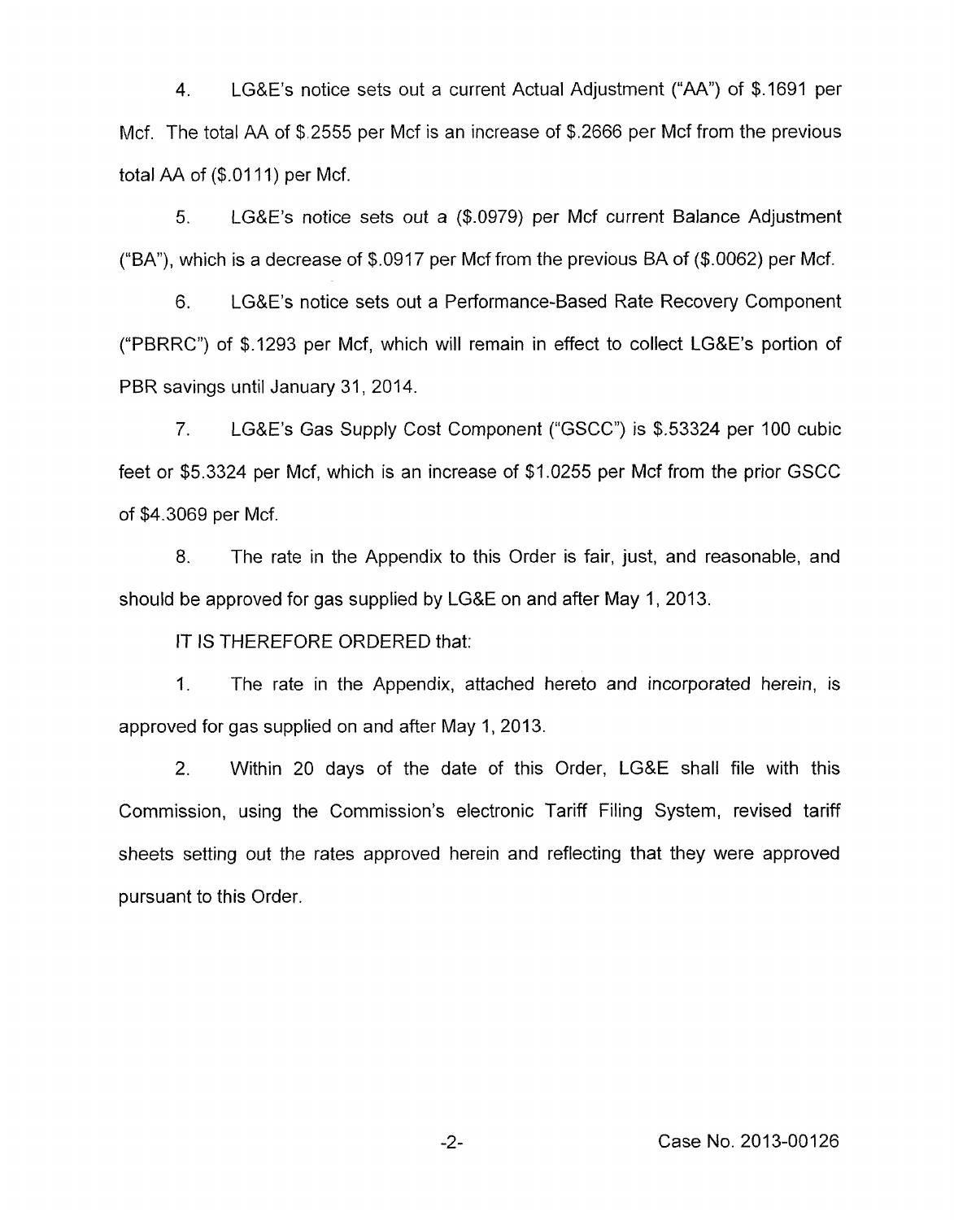4. LG&E's notice sets out a current Actual Adjustment ("AA") of $.1691 per Mcf. The total AA of $.2555 per Mcf is an increase of $.2666 per Mcf from the previous total AA of ($.0111) per Mcf.

5. LG&E's notice sets out a ($.0979) per Mcf current Balance Adjustment ("BA"), which is a decrease of $.0917 per Mcf from the previous BA of ($.0062) per Mcf.

6. LG&E's notice sets out a Performance-Based Rate Recovery Component ("PBRRC") of $.1293 per Mcf, which will remain in effect to collect LG&E's portion of PBR savings until January 31, 2014.

7. LG&E's Gas Supply Cost Component ("GSCC") is $.53324 per 100 cubic feet or $5.3324 per Mcf, which is an increase of $1.0255 per Mcf from the prior GSCC of $4.3069 per Mcf.

8. The rate in the Appendix to this Order is fair, just, and reasonable, and should be approved for gas supplied by LG&E on and after May 1, 2013.

IT IS THEREFORE ORDERED that:

1. The rate in the Appendix, attached hereto and incorporated herein, is approved for gas supplied on and after May 1, 2013.

2. Within 20 days of the date of this Order, LG&E shall file with this Commission, using the Commission's electronic Tariff Filing System, revised tariff sheets setting out the rates approved herein and reflecting that they were approved pursuant to this Order.

Case No. 2013-00126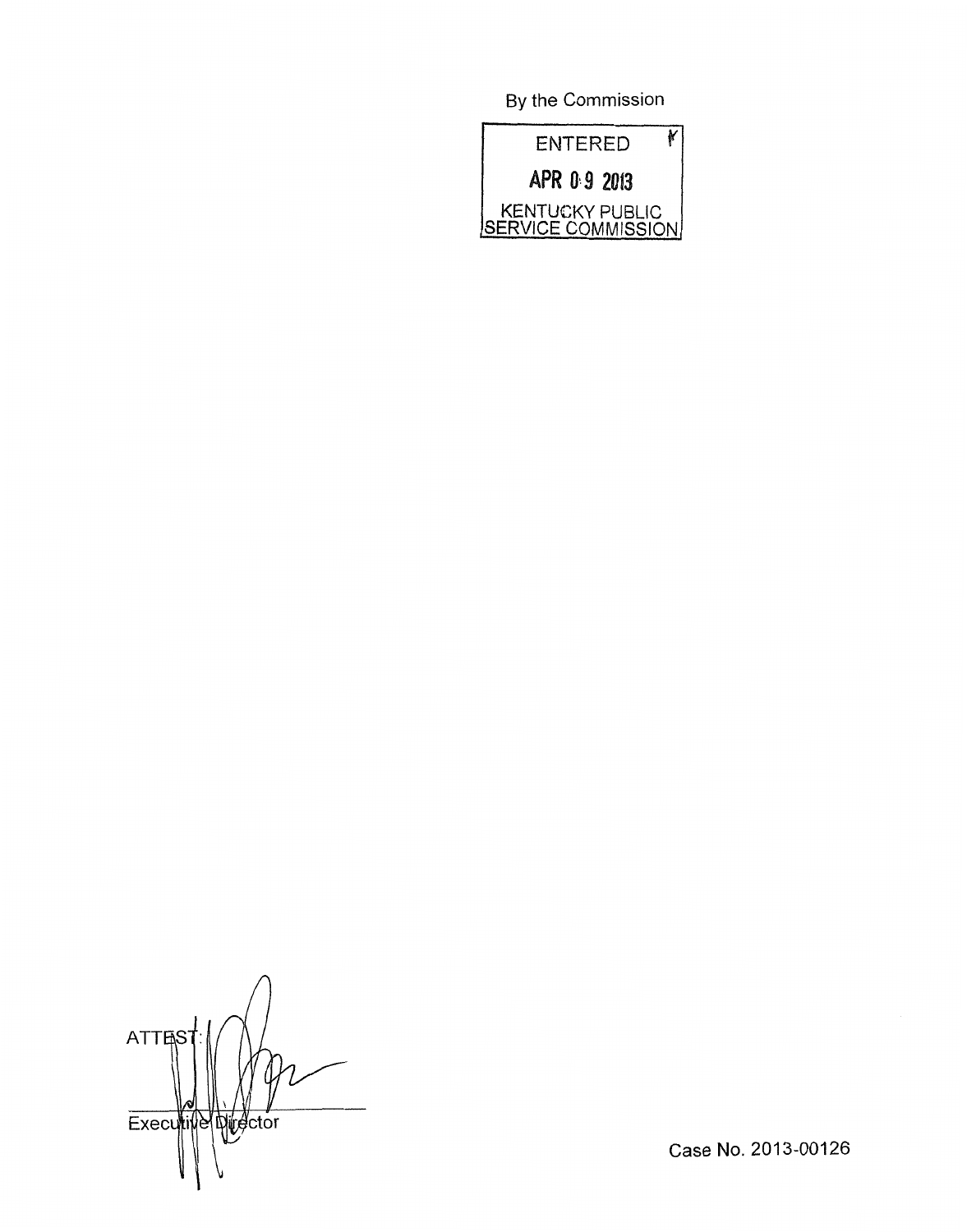By the Commission

ENTERED

APR 09 2013

KENTUCKY PUBLIC SERVICE COMMISSION

ATTEST:

Executive Director

Case No. 2013-00126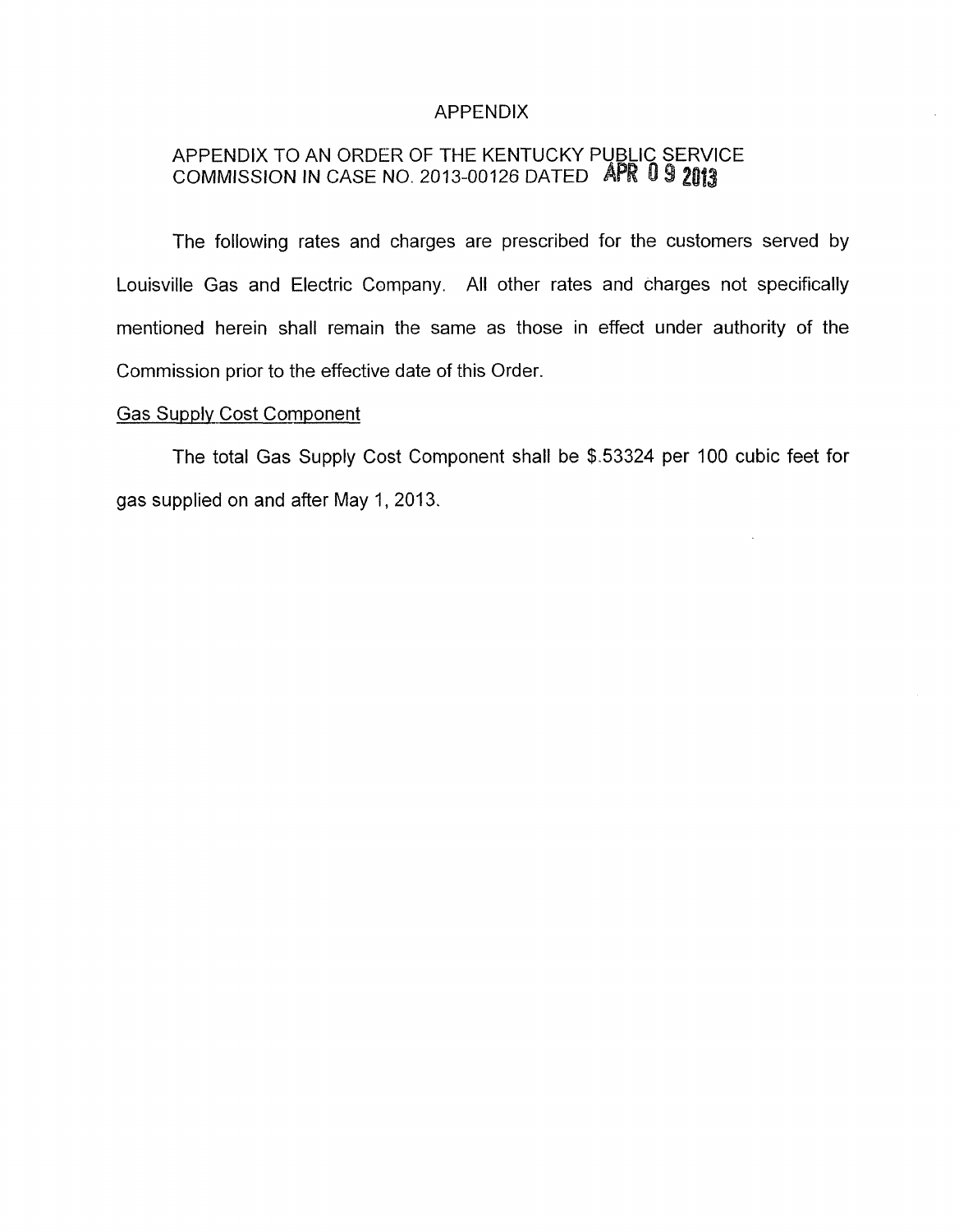# APPENDIX

## APPENDIX TO AN ORDER OF THE KENTUCKY PUBLIC SERVICE COMMISSION IN CASE NO. 2013-00126 DATED APR 09 2013

The following rates and charges are prescribed for the customers served by Louisville Gas and Electric Company. All other rates and charges not specifically mentioned herein shall remain the same as those in effect under authority of the Commission prior to the effective date of this Order.

Gas Supply Cost Component

The total Gas Supply Cost Component shall be $.53324 per 100 cubic feet for gas supplied on and after May 1, 2013.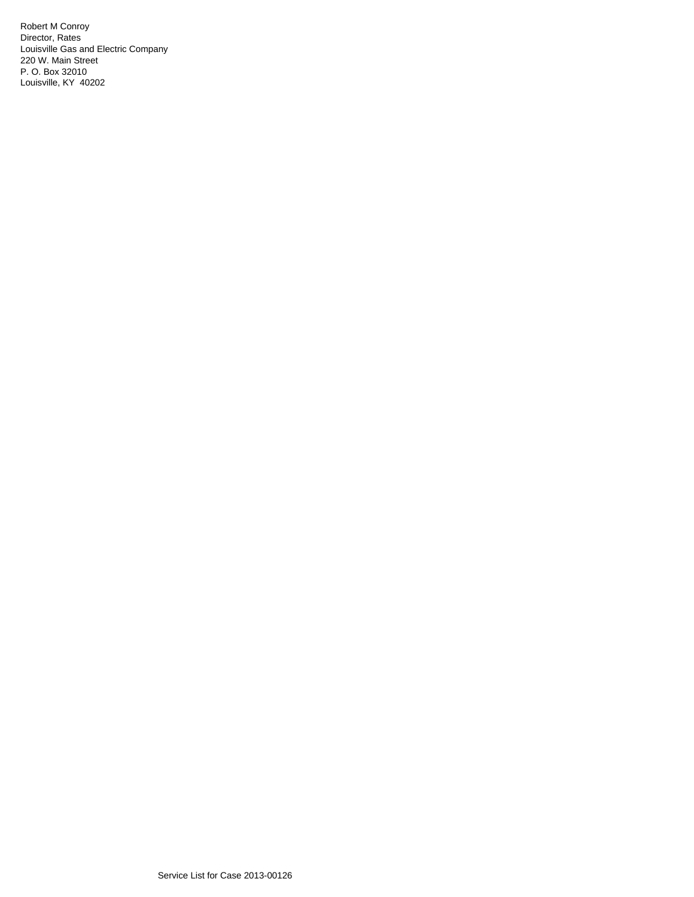Robert M Conroy
Director, Rates
Louisville Gas and Electric Company
220 W. Main Street
P. O. Box 32010
Louisville, KY  40202